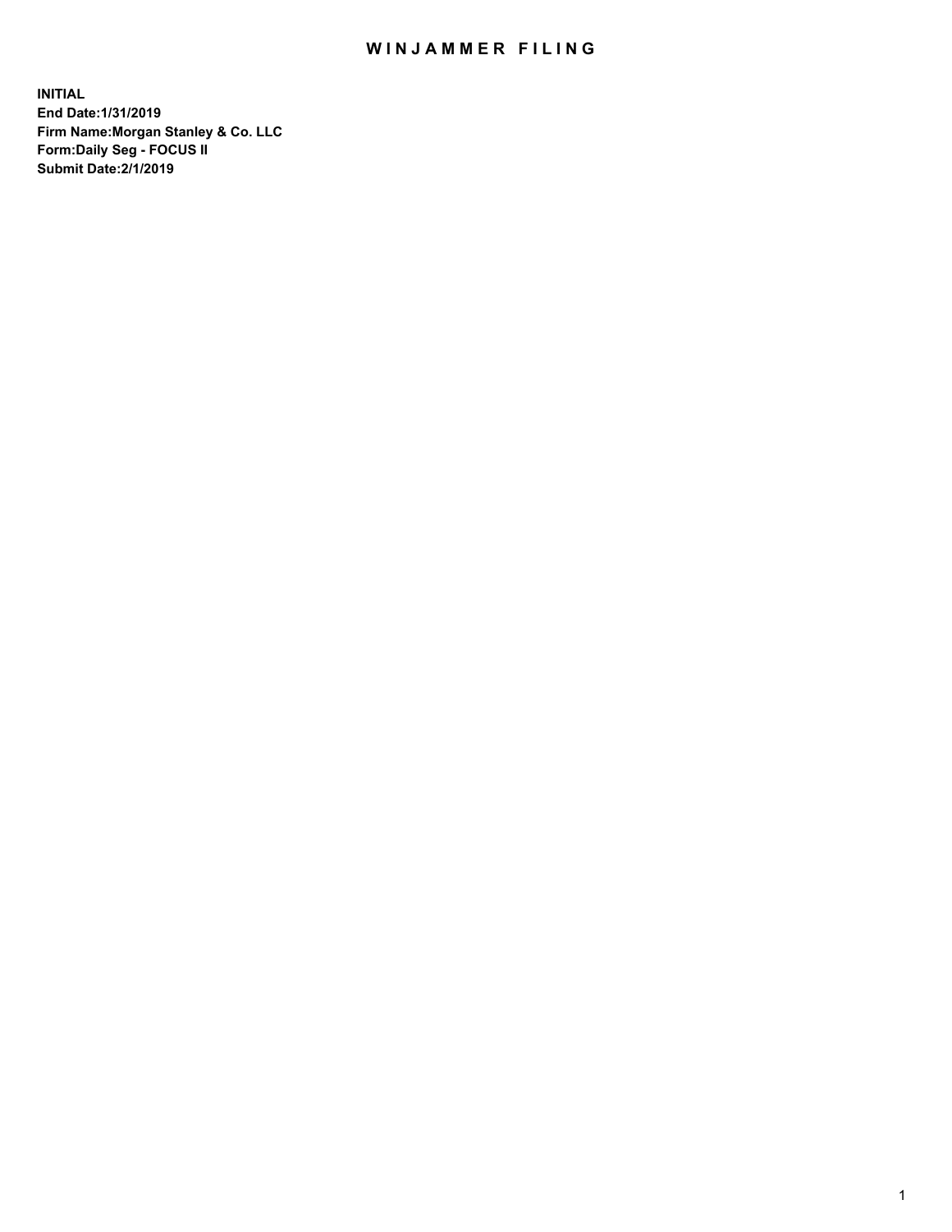# WINJAMMER FILING

**INITIAL**
**End Date:1/31/2019**
**Firm Name:Morgan Stanley & Co. LLC**
**Form:Daily Seg - FOCUS II**
**Submit Date:2/1/2019**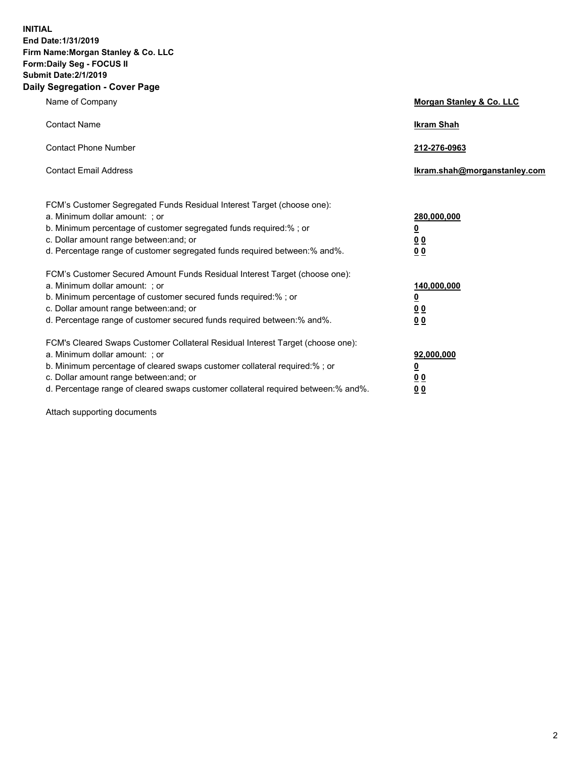**INITIAL**
**End Date:1/31/2019**
**Firm Name:Morgan Stanley & Co. LLC**
**Form:Daily Seg - FOCUS II**
**Submit Date:2/1/2019**
**Daily Segregation - Cover Page**

| | |
|---|---|
| Name of Company | **Morgan Stanley & Co. LLC** |
| Contact Name | **Ikram Shah** |
| Contact Phone Number | **212-276-0963** |
| Contact Email Address | **Ikram.shah@morganstanley.com** |

FCM's Customer Segregated Funds Residual Interest Target (choose one):

| | |
|---|---|
| a. Minimum dollar amount: ; or | **280,000,000** |
| b. Minimum percentage of customer segregated funds required:% ; or | **0** |
| c. Dollar amount range between:and; or | **0 0** |
| d. Percentage range of customer segregated funds required between:% and%. | **0 0** |

FCM's Customer Secured Amount Funds Residual Interest Target (choose one):

| | |
|---|---|
| a. Minimum dollar amount: ; or | **140,000,000** |
| b. Minimum percentage of customer secured funds required:% ; or | **0** |
| c. Dollar amount range between:and; or | **0 0** |
| d. Percentage range of customer secured funds required between:% and%. | **0 0** |

FCM's Cleared Swaps Customer Collateral Residual Interest Target (choose one):

| | |
|---|---|
| a. Minimum dollar amount: ; or | **92,000,000** |
| b. Minimum percentage of cleared swaps customer collateral required:% ; or | **0** |
| c. Dollar amount range between:and; or | **0 0** |
| d. Percentage range of cleared swaps customer collateral required between:% and%. | **0 0** |

Attach supporting documents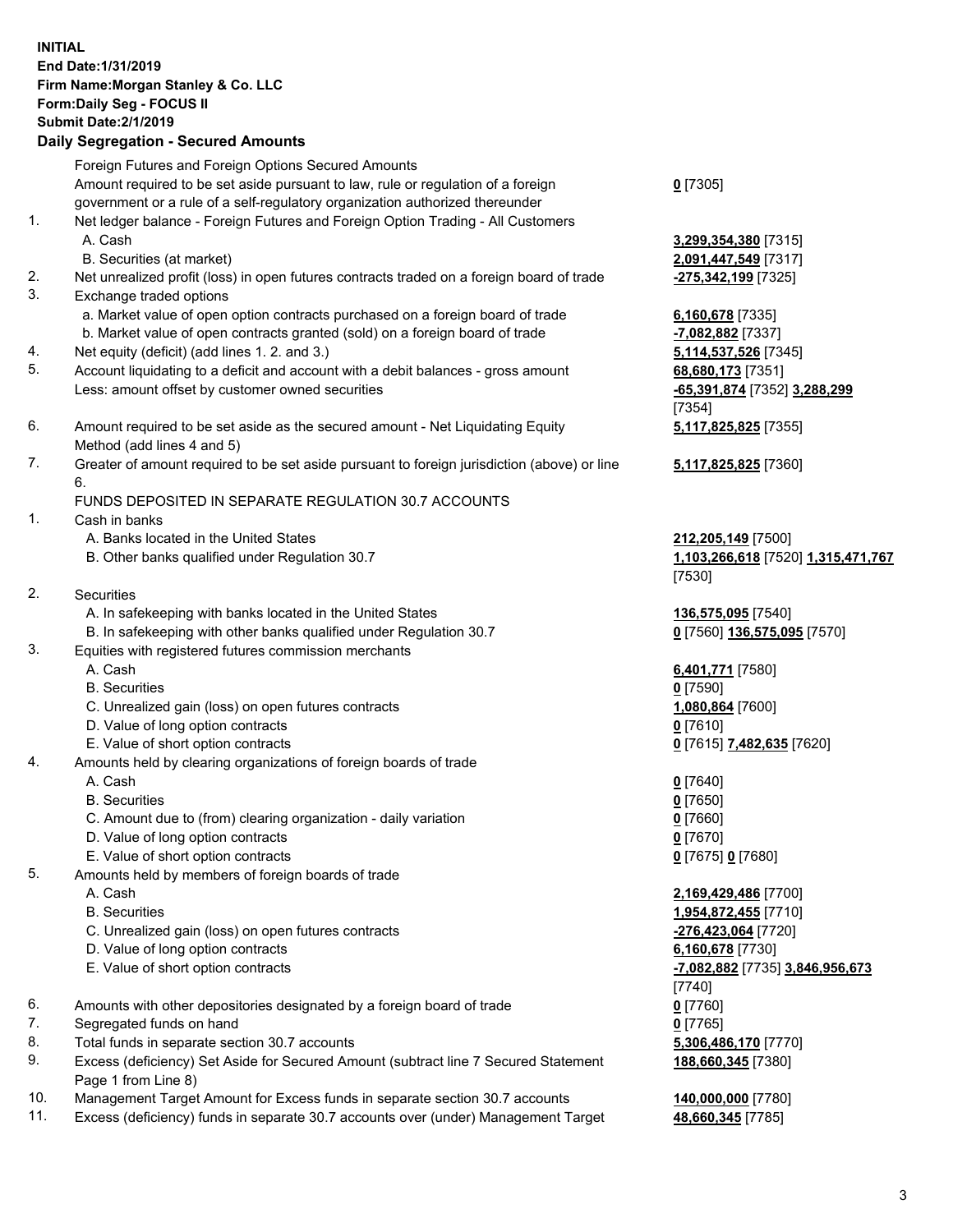**INITIAL**
**End Date:1/31/2019**
**Firm Name:Morgan Stanley & Co. LLC**
**Form:Daily Seg - FOCUS II**
**Submit Date:2/1/2019**

### Daily Segregation - Secured Amounts

| | | |
|---|---|---|
| | Foreign Futures and Foreign Options Secured Amounts | |
| | Amount required to be set aside pursuant to law, rule or regulation of a foreign government or a rule of a self-regulatory organization authorized thereunder | **0** [7305] |
| 1. | Net ledger balance - Foreign Futures and Foreign Option Trading - All Customers | |
| | A. Cash | **3,299,354,380** [7315] |
| | B. Securities (at market) | **2,091,447,549** [7317] |
| 2. | Net unrealized profit (loss) in open futures contracts traded on a foreign board of trade | **-275,342,199** [7325] |
| 3. | Exchange traded options | |
| | a. Market value of open option contracts purchased on a foreign board of trade | **6,160,678** [7335] |
| | b. Market value of open contracts granted (sold) on a foreign board of trade | **-7,082,882** [7337] |
| 4. | Net equity (deficit) (add lines 1. 2. and 3.) | **5,114,537,526** [7345] |
| 5. | Account liquidating to a deficit and account with a debit balances - gross amount | **68,680,173** [7351] |
| | Less: amount offset by customer owned securities | **-65,391,874** [7352] **3,288,299** [7354] |
| 6. | Amount required to be set aside as the secured amount - Net Liquidating Equity Method (add lines 4 and 5) | **5,117,825,825** [7355] |
| 7. | Greater of amount required to be set aside pursuant to foreign jurisdiction (above) or line 6. | **5,117,825,825** [7360] |
| | FUNDS DEPOSITED IN SEPARATE REGULATION 30.7 ACCOUNTS | |
| 1. | Cash in banks | |
| | A. Banks located in the United States | **212,205,149** [7500] |
| | B. Other banks qualified under Regulation 30.7 | **1,103,266,618** [7520] **1,315,471,767** [7530] |
| 2. | Securities | |
| | A. In safekeeping with banks located in the United States | **136,575,095** [7540] |
| | B. In safekeeping with other banks qualified under Regulation 30.7 | **0** [7560] **136,575,095** [7570] |
| 3. | Equities with registered futures commission merchants | |
| | A. Cash | **6,401,771** [7580] |
| | B. Securities | **0** [7590] |
| | C. Unrealized gain (loss) on open futures contracts | **1,080,864** [7600] |
| | D. Value of long option contracts | **0** [7610] |
| | E. Value of short option contracts | **0** [7615] **7,482,635** [7620] |
| 4. | Amounts held by clearing organizations of foreign boards of trade | |
| | A. Cash | **0** [7640] |
| | B. Securities | **0** [7650] |
| | C. Amount due to (from) clearing organization - daily variation | **0** [7660] |
| | D. Value of long option contracts | **0** [7670] |
| | E. Value of short option contracts | **0** [7675] **0** [7680] |
| 5. | Amounts held by members of foreign boards of trade | |
| | A. Cash | **2,169,429,486** [7700] |
| | B. Securities | **1,954,872,455** [7710] |
| | C. Unrealized gain (loss) on open futures contracts | **-276,423,064** [7720] |
| | D. Value of long option contracts | **6,160,678** [7730] |
| | E. Value of short option contracts | **-7,082,882** [7735] **3,846,956,673** [7740] |
| 6. | Amounts with other depositories designated by a foreign board of trade | **0** [7760] |
| 7. | Segregated funds on hand | **0** [7765] |
| 8. | Total funds in separate section 30.7 accounts | **5,306,486,170** [7770] |
| 9. | Excess (deficiency) Set Aside for Secured Amount (subtract line 7 Secured Statement Page 1 from Line 8) | **188,660,345** [7380] |
| 10. | Management Target Amount for Excess funds in separate section 30.7 accounts | **140,000,000** [7780] |
| 11. | Excess (deficiency) funds in separate 30.7 accounts over (under) Management Target | **48,660,345** [7785] |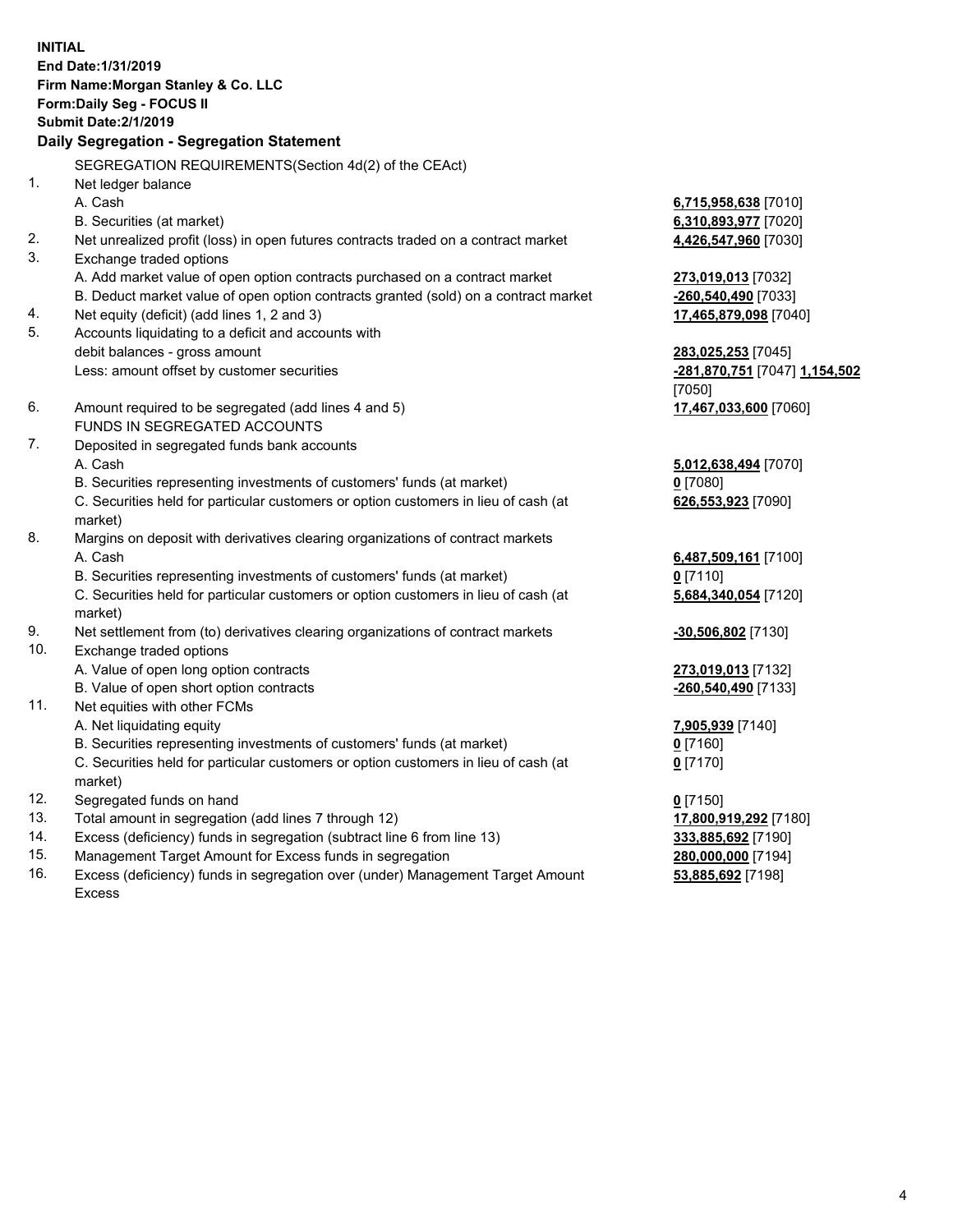**INITIAL**
**End Date:1/31/2019**
**Firm Name:Morgan Stanley & Co. LLC**
**Form:Daily Seg - FOCUS II**
**Submit Date:2/1/2019**

## Daily Segregation - Segregation Statement

SEGREGATION REQUIREMENTS(Section 4d(2) of the CEAct)

| | | |
|---|---|---|
| 1. | Net ledger balance | |
| | A. Cash | **6,715,958,638** [7010] |
| | B. Securities (at market) | **6,310,893,977** [7020] |
| 2. | Net unrealized profit (loss) in open futures contracts traded on a contract market | **4,426,547,960** [7030] |
| 3. | Exchange traded options | |
| | A. Add market value of open option contracts purchased on a contract market | **273,019,013** [7032] |
| | B. Deduct market value of open option contracts granted (sold) on a contract market | **-260,540,490** [7033] |
| 4. | Net equity (deficit) (add lines 1, 2 and 3) | **17,465,879,098** [7040] |
| 5. | Accounts liquidating to a deficit and accounts with debit balances - gross amount | **283,025,253** [7045] |
| | Less: amount offset by customer securities | **-281,870,751** [7047] **1,154,502** [7050] |
| 6. | Amount required to be segregated (add lines 4 and 5) | **17,467,033,600** [7060] |
| | FUNDS IN SEGREGATED ACCOUNTS | |
| 7. | Deposited in segregated funds bank accounts | |
| | A. Cash | **5,012,638,494** [7070] |
| | B. Securities representing investments of customers' funds (at market) | **0** [7080] |
| | C. Securities held for particular customers or option customers in lieu of cash (at market) | **626,553,923** [7090] |
| 8. | Margins on deposit with derivatives clearing organizations of contract markets | |
| | A. Cash | **6,487,509,161** [7100] |
| | B. Securities representing investments of customers' funds (at market) | **0** [7110] |
| | C. Securities held for particular customers or option customers in lieu of cash (at market) | **5,684,340,054** [7120] |
| 9. | Net settlement from (to) derivatives clearing organizations of contract markets | **-30,506,802** [7130] |
| 10. | Exchange traded options | |
| | A. Value of open long option contracts | **273,019,013** [7132] |
| | B. Value of open short option contracts | **-260,540,490** [7133] |
| 11. | Net equities with other FCMs | |
| | A. Net liquidating equity | **7,905,939** [7140] |
| | B. Securities representing investments of customers' funds (at market) | **0** [7160] |
| | C. Securities held for particular customers or option customers in lieu of cash (at market) | **0** [7170] |
| 12. | Segregated funds on hand | **0** [7150] |
| 13. | Total amount in segregation (add lines 7 through 12) | **17,800,919,292** [7180] |
| 14. | Excess (deficiency) funds in segregation (subtract line 6 from line 13) | **333,885,692** [7190] |
| 15. | Management Target Amount for Excess funds in segregation | **280,000,000** [7194] |
| 16. | Excess (deficiency) funds in segregation over (under) Management Target Amount Excess | **53,885,692** [7198] |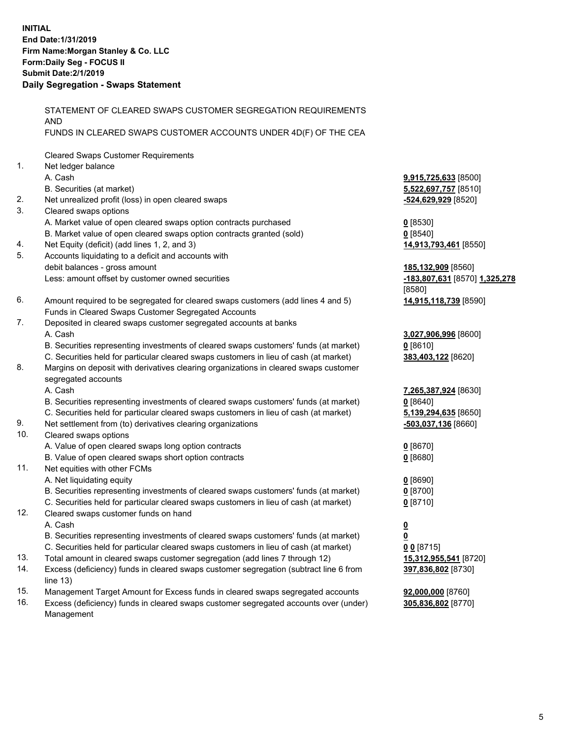**INITIAL**
**End Date:1/31/2019**
**Firm Name:Morgan Stanley & Co. LLC**
**Form:Daily Seg - FOCUS II**
**Submit Date:2/1/2019**
**Daily Segregation - Swaps Statement**

STATEMENT OF CLEARED SWAPS CUSTOMER SEGREGATION REQUIREMENTS AND FUNDS IN CLEARED SWAPS CUSTOMER ACCOUNTS UNDER 4D(F) OF THE CEA

| | | |
|---|---|---|
| | Cleared Swaps Customer Requirements | |
| 1. | Net ledger balance | |
| | A. Cash | **9,915,725,633** [8500] |
| | B. Securities (at market) | **5,522,697,757** [8510] |
| 2. | Net unrealized profit (loss) in open cleared swaps | **-524,629,929** [8520] |
| 3. | Cleared swaps options | |
| | A. Market value of open cleared swaps option contracts purchased | **0** [8530] |
| | B. Market value of open cleared swaps option contracts granted (sold) | **0** [8540] |
| 4. | Net Equity (deficit) (add lines 1, 2, and 3) | **14,913,793,461** [8550] |
| 5. | Accounts liquidating to a deficit and accounts with debit balances - gross amount | **185,132,909** [8560] |
| | Less: amount offset by customer owned securities | **-183,807,631** [8570] **1,325,278** [8580] |
| 6. | Amount required to be segregated for cleared swaps customers (add lines 4 and 5) | **14,915,118,739** [8590] |
| | Funds in Cleared Swaps Customer Segregated Accounts | |
| 7. | Deposited in cleared swaps customer segregated accounts at banks | |
| | A. Cash | **3,027,906,996** [8600] |
| | B. Securities representing investments of cleared swaps customers' funds (at market) | **0** [8610] |
| | C. Securities held for particular cleared swaps customers in lieu of cash (at market) | **383,403,122** [8620] |
| 8. | Margins on deposit with derivatives clearing organizations in cleared swaps customer segregated accounts | |
| | A. Cash | **7,265,387,924** [8630] |
| | B. Securities representing investments of cleared swaps customers' funds (at market) | **0** [8640] |
| | C. Securities held for particular cleared swaps customers in lieu of cash (at market) | **5,139,294,635** [8650] |
| 9. | Net settlement from (to) derivatives clearing organizations | **-503,037,136** [8660] |
| 10. | Cleared swaps options | |
| | A. Value of open cleared swaps long option contracts | **0** [8670] |
| | B. Value of open cleared swaps short option contracts | **0** [8680] |
| 11. | Net equities with other FCMs | |
| | A. Net liquidating equity | **0** [8690] |
| | B. Securities representing investments of cleared swaps customers' funds (at market) | **0** [8700] |
| | C. Securities held for particular cleared swaps customers in lieu of cash (at market) | **0** [8710] |
| 12. | Cleared swaps customer funds on hand | |
| | A. Cash | **0** |
| | B. Securities representing investments of cleared swaps customers' funds (at market) | **0** |
| | C. Securities held for particular cleared swaps customers in lieu of cash (at market) | **0** **0** [8715] |
| 13. | Total amount in cleared swaps customer segregation (add lines 7 through 12) | **15,312,955,541** [8720] |
| 14. | Excess (deficiency) funds in cleared swaps customer segregation (subtract line 6 from line 13) | **397,836,802** [8730] |
| 15. | Management Target Amount for Excess funds in cleared swaps segregated accounts | **92,000,000** [8760] |
| 16. | Excess (deficiency) funds in cleared swaps customer segregated accounts over (under) Management | **305,836,802** [8770] |